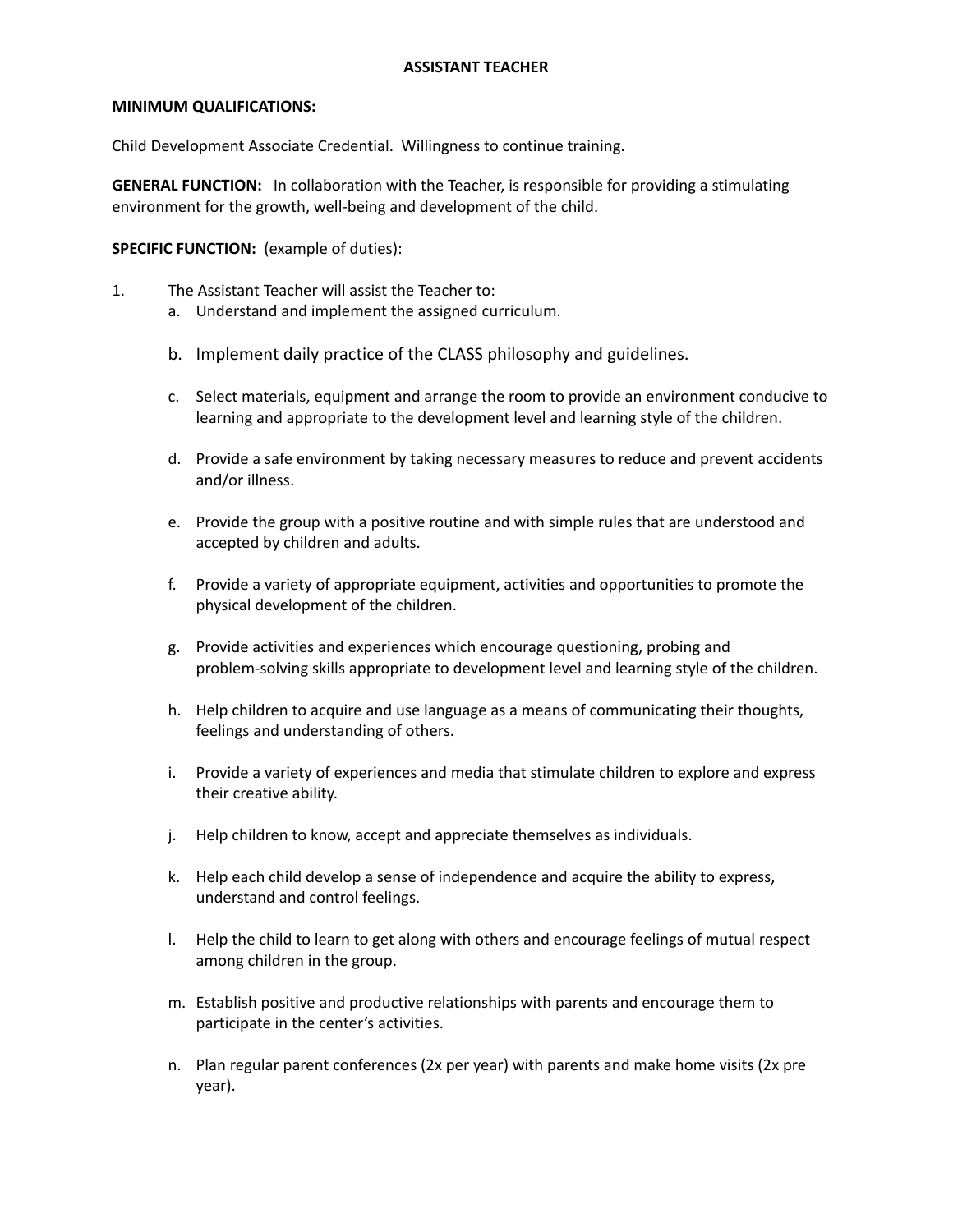# ASSISTANT TEACHER

**MINIMUM QUALIFICATIONS:**

Child Development Associate Credential. Willingness to continue training.

**GENERAL FUNCTION:** In collaboration with the Teacher, is responsible for providing a stimulating environment for the growth, well-being and development of the child.

**SPECIFIC FUNCTION:** (example of duties):

1. The Assistant Teacher will assist the Teacher to:
   a. Understand and implement the assigned curriculum.

   b. Implement daily practice of the CLASS philosophy and guidelines.

   c. Select materials, equipment and arrange the room to provide an environment conducive to learning and appropriate to the development level and learning style of the children.

   d. Provide a safe environment by taking necessary measures to reduce and prevent accidents and/or illness.

   e. Provide the group with a positive routine and with simple rules that are understood and accepted by children and adults.

   f. Provide a variety of appropriate equipment, activities and opportunities to promote the physical development of the children.

   g. Provide activities and experiences which encourage questioning, probing and problem-solving skills appropriate to development level and learning style of the children.

   h. Help children to acquire and use language as a means of communicating their thoughts, feelings and understanding of others.

   i. Provide a variety of experiences and media that stimulate children to explore and express their creative ability.

   j. Help children to know, accept and appreciate themselves as individuals.

   k. Help each child develop a sense of independence and acquire the ability to express, understand and control feelings.

   l. Help the child to learn to get along with others and encourage feelings of mutual respect among children in the group.

   m. Establish positive and productive relationships with parents and encourage them to participate in the center's activities.

   n. Plan regular parent conferences (2x per year) with parents and make home visits (2x pre year).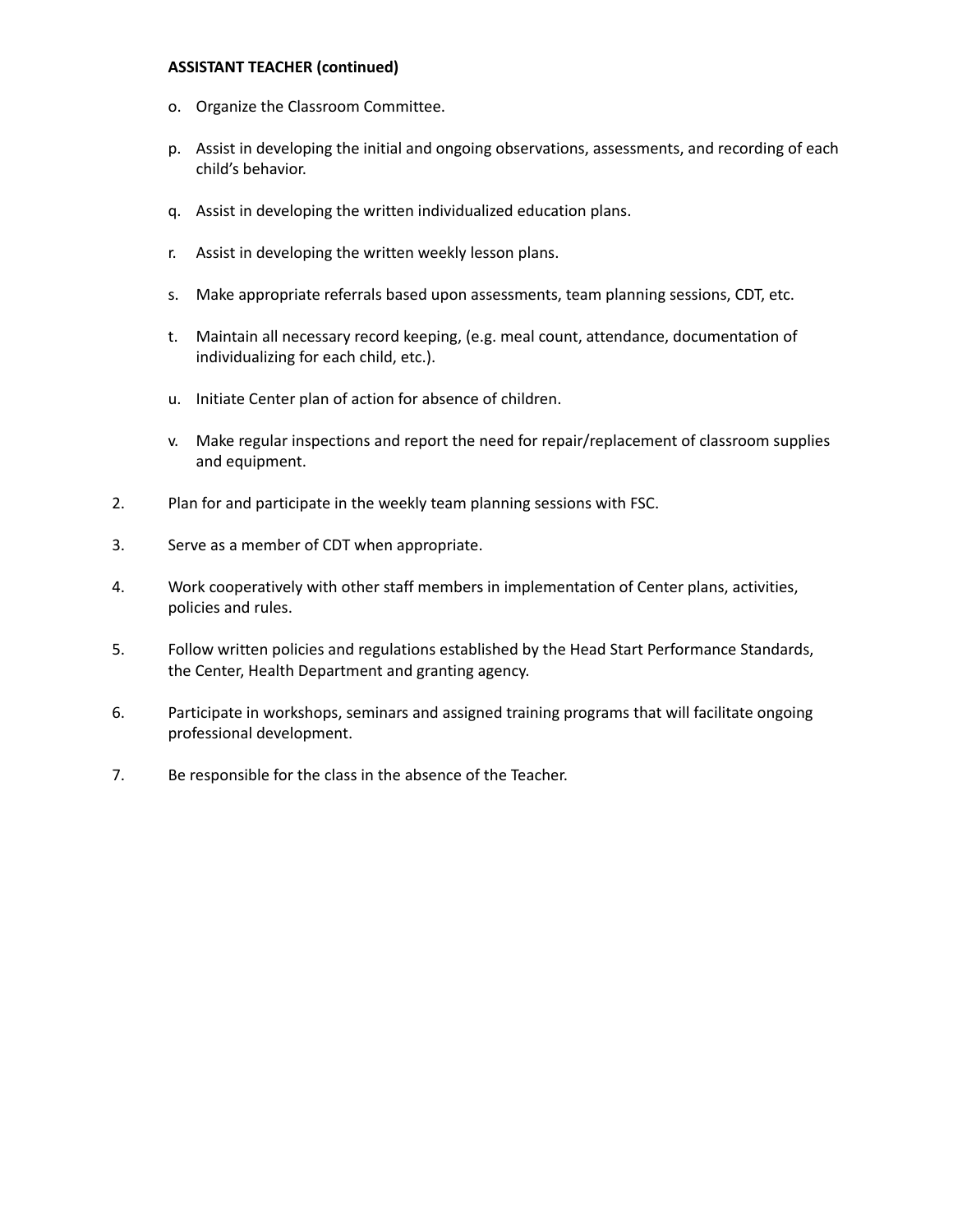**ASSISTANT TEACHER (continued)**

- o. Organize the Classroom Committee.
- p. Assist in developing the initial and ongoing observations, assessments, and recording of each child's behavior.
- q. Assist in developing the written individualized education plans.
- r. Assist in developing the written weekly lesson plans.
- s. Make appropriate referrals based upon assessments, team planning sessions, CDT, etc.
- t. Maintain all necessary record keeping, (e.g. meal count, attendance, documentation of individualizing for each child, etc.).
- u. Initiate Center plan of action for absence of children.
- v. Make regular inspections and report the need for repair/replacement of classroom supplies and equipment.

2. Plan for and participate in the weekly team planning sessions with FSC.
3. Serve as a member of CDT when appropriate.
4. Work cooperatively with other staff members in implementation of Center plans, activities, policies and rules.
5. Follow written policies and regulations established by the Head Start Performance Standards, the Center, Health Department and granting agency.
6. Participate in workshops, seminars and assigned training programs that will facilitate ongoing professional development.
7. Be responsible for the class in the absence of the Teacher.